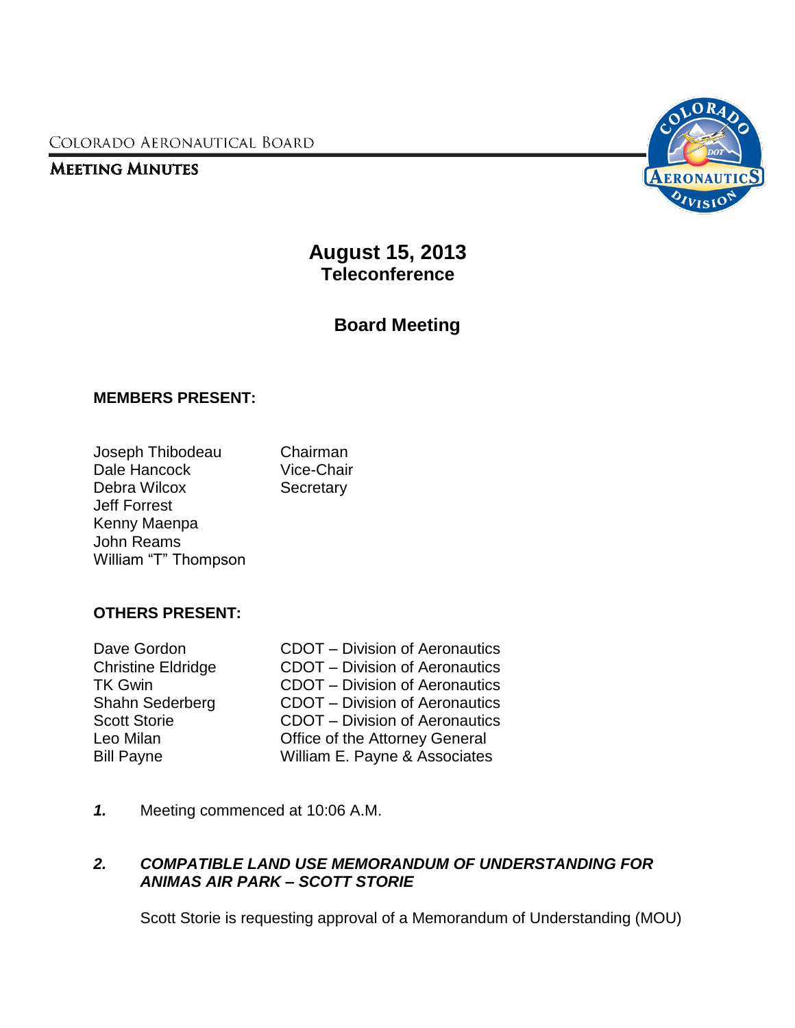Colorado Aeronautical Board

**Meeting Minutes**

# August 15, 2013
## Teleconference

## Board Meeting

**MEMBERS PRESENT:**

| | |
|---|---|
| Joseph Thibodeau | Chairman |
| Dale Hancock | Vice-Chair |
| Debra Wilcox | Secretary |
| Jeff Forrest | |
| Kenny Maenpa | |
| John Reams | |
| William "T" Thompson | |

**OTHERS PRESENT:**

| | |
|---|---|
| Dave Gordon | CDOT – Division of Aeronautics |
| Christine Eldridge | CDOT – Division of Aeronautics |
| TK Gwin | CDOT – Division of Aeronautics |
| Shahn Sederberg | CDOT – Division of Aeronautics |
| Scott Storie | CDOT – Division of Aeronautics |
| Leo Milan | Office of the Attorney General |
| Bill Payne | William E. Payne & Associates |

***1.*** Meeting commenced at 10:06 A.M.

***2. COMPATIBLE LAND USE MEMORANDUM OF UNDERSTANDING FOR ANIMAS AIR PARK – SCOTT STORIE***

Scott Storie is requesting approval of a Memorandum of Understanding (MOU)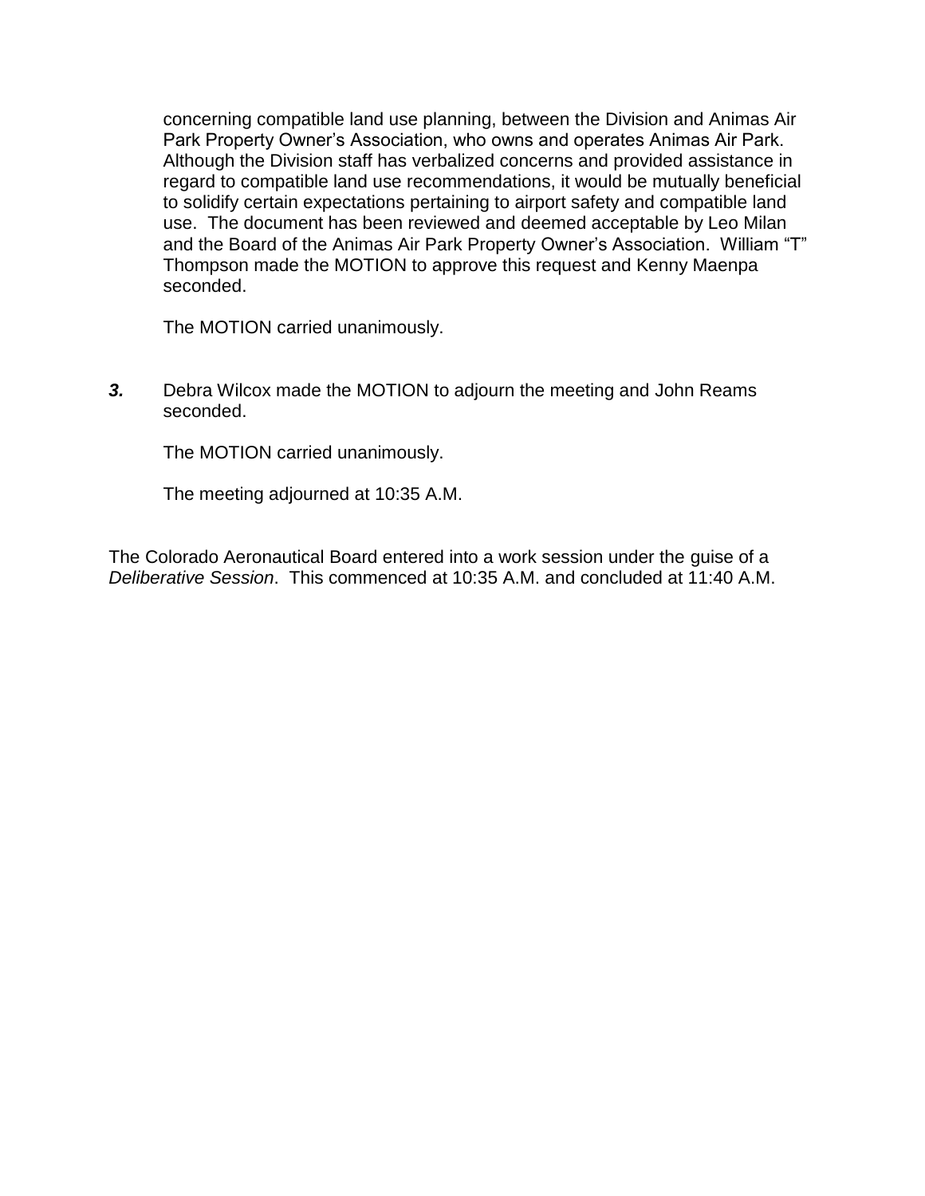concerning compatible land use planning, between the Division and Animas Air Park Property Owner's Association, who owns and operates Animas Air Park. Although the Division staff has verbalized concerns and provided assistance in regard to compatible land use recommendations, it would be mutually beneficial to solidify certain expectations pertaining to airport safety and compatible land use. The document has been reviewed and deemed acceptable by Leo Milan and the Board of the Animas Air Park Property Owner's Association. William "T" Thompson made the MOTION to approve this request and Kenny Maenpa seconded.

The MOTION carried unanimously.

***3.*** Debra Wilcox made the MOTION to adjourn the meeting and John Reams seconded.

The MOTION carried unanimously.

The meeting adjourned at 10:35 A.M.

The Colorado Aeronautical Board entered into a work session under the guise of a *Deliberative Session*. This commenced at 10:35 A.M. and concluded at 11:40 A.M.